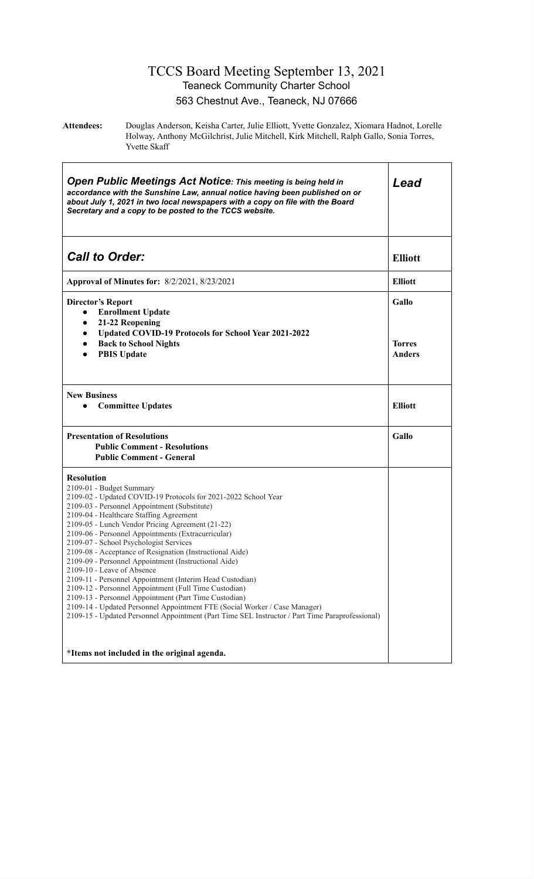# TCCS Board Meeting September 13, 2021

## Teaneck Community Charter School

## 563 Chestnut Ave., Teaneck, NJ 07666

**Attendees:** Douglas Anderson, Keisha Carter, Julie Elliott, Yvette Gonzalez, Xiomara Hadnot, Lorelle Holway, Anthony McGilchrist, Julie Mitchell, Kirk Mitchell, Ralph Gallo, Sonia Torres, Yvette Skaff

| ***Open Public Meetings Act Notice**: **This meeting is being held in accordance with the Sunshine Law, annual notice having been published on or about July 1, 2021 in two local newspapers with a copy on file with the Board Secretary and a copy to be posted to the TCCS website.*** | ***Lead*** |
|---|---|
| ***Call to Order:*** | **Elliott** |
| **Approval of Minutes for:** 8/2/2021, 8/23/2021 | **Elliott** |
| **Director's Report**<br>• **Enrollment Update**<br>• **21-22 Reopening**<br>• **Updated COVID-19 Protocols for School Year 2021-2022**<br>• **Back to School Nights**<br>• **PBIS Update** | **Gallo**<br><br><br>**Torres**<br>**Anders** |
| **New Business**<br>• **Committee Updates** | **Elliott** |
| **Presentation of Resolutions**<br>**Public Comment - Resolutions**<br>**Public Comment - General** | **Gallo** |
| **Resolution**<br>2109-01 - Budget Summary<br>2109-02 - Updated COVID-19 Protocols for 2021-2022 School Year<br>2109-03 - Personnel Appointment (Substitute)<br>2109-04 - Healthcare Staffing Agreement<br>2109-05 - Lunch Vendor Pricing Agreement (21-22)<br>2109-06 - Personnel Appointments (Extracurricular)<br>2109-07 - School Psychologist Services<br>2109-08 - Acceptance of Resignation (Instructional Aide)<br>2109-09 - Personnel Appointment (Instructional Aide)<br>2109-10 - Leave of Absence<br>2109-11 - Personnel Appointment (Interim Head Custodian)<br>2109-12 - Personnel Appointment (Full Time Custodian)<br>2109-13 - Personnel Appointment (Part Time Custodian)<br>2109-14 - Updated Personnel Appointment FTE (Social Worker / Case Manager)<br>2109-15 - Updated Personnel Appointment (Part Time SEL Instructor / Part Time Paraprofessional)<br><br>**\*Items not included in the original agenda.** | |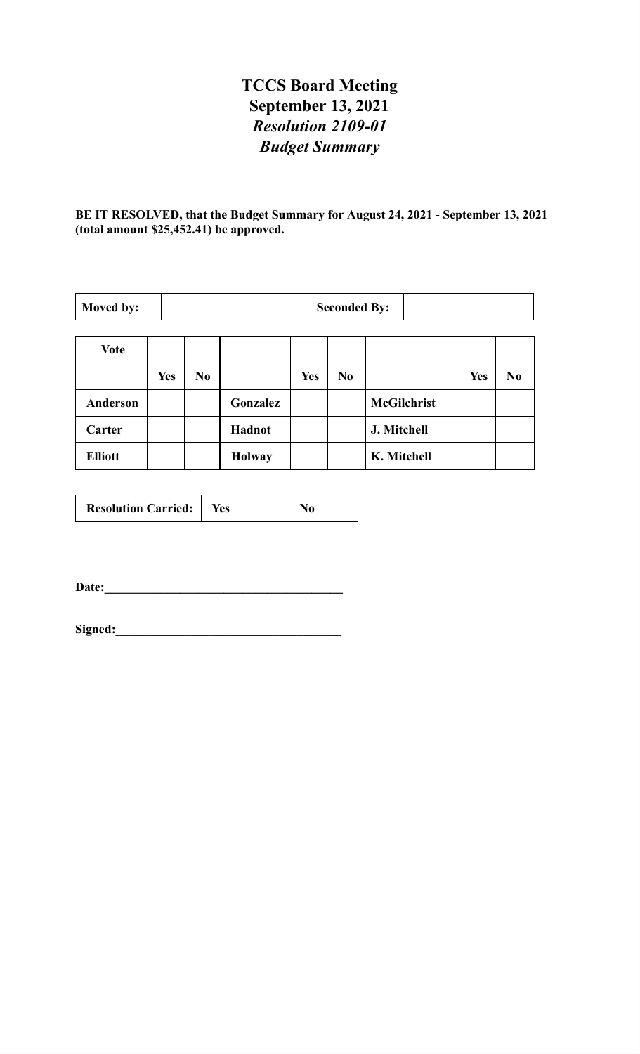# TCCS Board Meeting
## September 13, 2021
### *Resolution 2109-01*
### *Budget Summary*

**BE IT RESOLVED, that the Budget Summary for August 24, 2021 - September 13, 2021 (total amount $25,452.41) be approved.**

| **Moved by:** | | **Seconded By:** | |
|---|---|---|---|

| **Vote** | | | | | | | | |
|---|---|---|---|---|---|---|---|---|
| | **Yes** | **No** | | **Yes** | **No** | | **Yes** | **No** |
| **Anderson** | | | **Gonzalez** | | | **McGilchrist** | | |
| **Carter** | | | **Hadnot** | | | **J. Mitchell** | | |
| **Elliott** | | | **Holway** | | | **K. Mitchell** | | |

| **Resolution Carried:** | **Yes** | **No** |
|---|---|---|

**Date:**\_\_\_\_\_\_\_\_\_\_\_\_\_\_\_\_\_\_\_\_\_\_\_\_\_\_\_\_\_\_\_\_\_\_\_\_\_

**Signed:**\_\_\_\_\_\_\_\_\_\_\_\_\_\_\_\_\_\_\_\_\_\_\_\_\_\_\_\_\_\_\_\_\_\_\_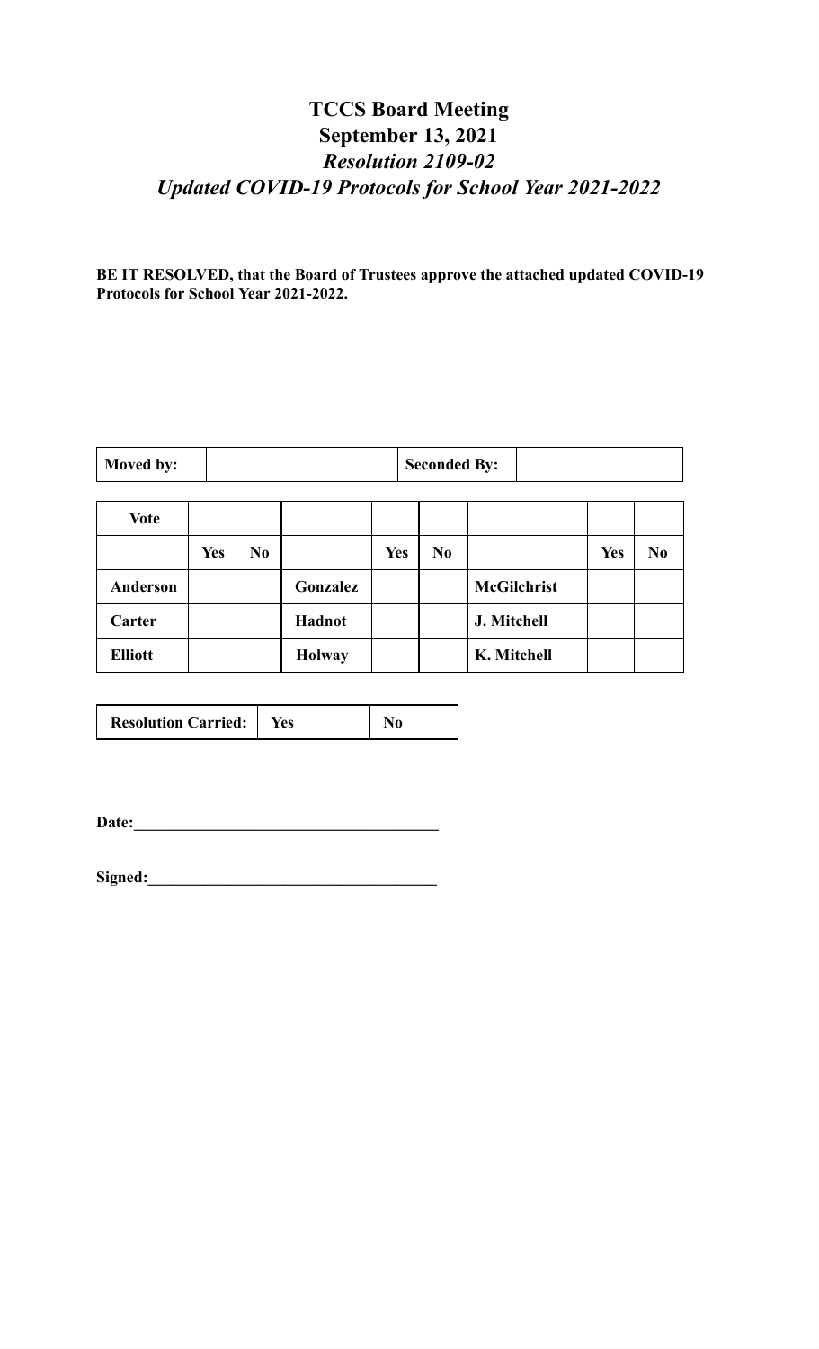# TCCS Board Meeting
# September 13, 2021
## *Resolution 2109-02*
## *Updated COVID-19 Protocols for School Year 2021-2022*

**BE IT RESOLVED, that the Board of Trustees approve the attached updated COVID-19 Protocols for School Year 2021-2022.**

| **Moved by:** | | **Seconded By:** | |
|---|---|---|---|

| **Vote** | | | | | | | | |
|---|---|---|---|---|---|---|---|---|
| | **Yes** | **No** | | **Yes** | **No** | | **Yes** | **No** |
| **Anderson** | | | **Gonzalez** | | | **McGilchrist** | | |
| **Carter** | | | **Hadnot** | | | **J. Mitchell** | | |
| **Elliott** | | | **Holway** | | | **K. Mitchell** | | |

| **Resolution Carried:** | **Yes** | **No** |
|---|---|---|

**Date:**______________________________________

**Signed:**____________________________________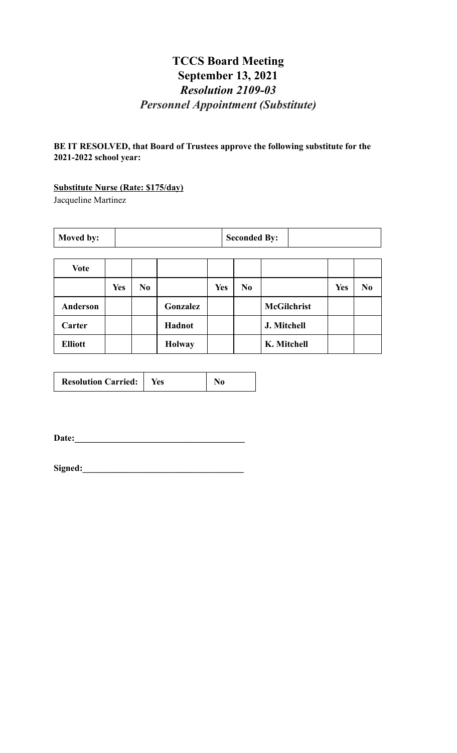# TCCS Board Meeting
# September 13, 2021
## *Resolution 2109-03*
## *Personnel Appointment (Substitute)*

**BE IT RESOLVED, that Board of Trustees approve the following substitute for the 2021-2022 school year:**

**Substitute Nurse (Rate: $175/day)**
Jacqueline Martinez

| **Moved by:** | | **Seconded By:** | |
|---|---|---|---|

| **Vote** | | | | | | | | |
|---|---|---|---|---|---|---|---|---|
| | **Yes** | **No** | | **Yes** | **No** | | **Yes** | **No** |
| **Anderson** | | | **Gonzalez** | | | **McGilchrist** | | |
| **Carter** | | | **Hadnot** | | | **J. Mitchell** | | |
| **Elliott** | | | **Holway** | | | **K. Mitchell** | | |

| **Resolution Carried:** | **Yes** | **No** |
|---|---|---|

**Date:**______________________________________

**Signed:**____________________________________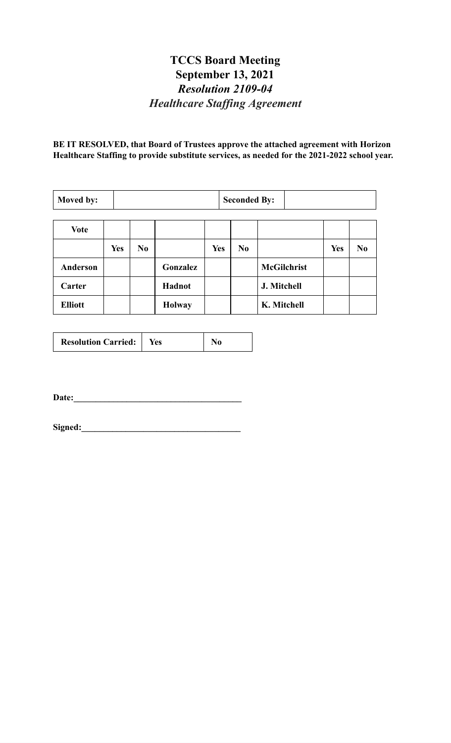# TCCS Board Meeting
# September 13, 2021
## *Resolution 2109-04*
## *Healthcare Staffing Agreement*

**BE IT RESOLVED, that Board of Trustees approve the attached agreement with Horizon Healthcare Staffing to provide substitute services, as needed for the 2021-2022 school year.**

| **Moved by:** | | **Seconded By:** | |
|---|---|---|---|

| **Vote** | | | | | | | | |
|---|---|---|---|---|---|---|---|---|
| | **Yes** | **No** | | **Yes** | **No** | | **Yes** | **No** |
| **Anderson** | | | **Gonzalez** | | | **McGilchrist** | | |
| **Carter** | | | **Hadnot** | | | **J. Mitchell** | | |
| **Elliott** | | | **Holway** | | | **K. Mitchell** | | |

| **Resolution Carried:** | **Yes** | **No** |
|---|---|---|

**Date:**\_\_\_\_\_\_\_\_\_\_\_\_\_\_\_\_\_\_\_\_\_\_\_\_\_\_\_\_\_\_\_\_\_\_\_\_\_\_

**Signed:**\_\_\_\_\_\_\_\_\_\_\_\_\_\_\_\_\_\_\_\_\_\_\_\_\_\_\_\_\_\_\_\_\_\_\_\_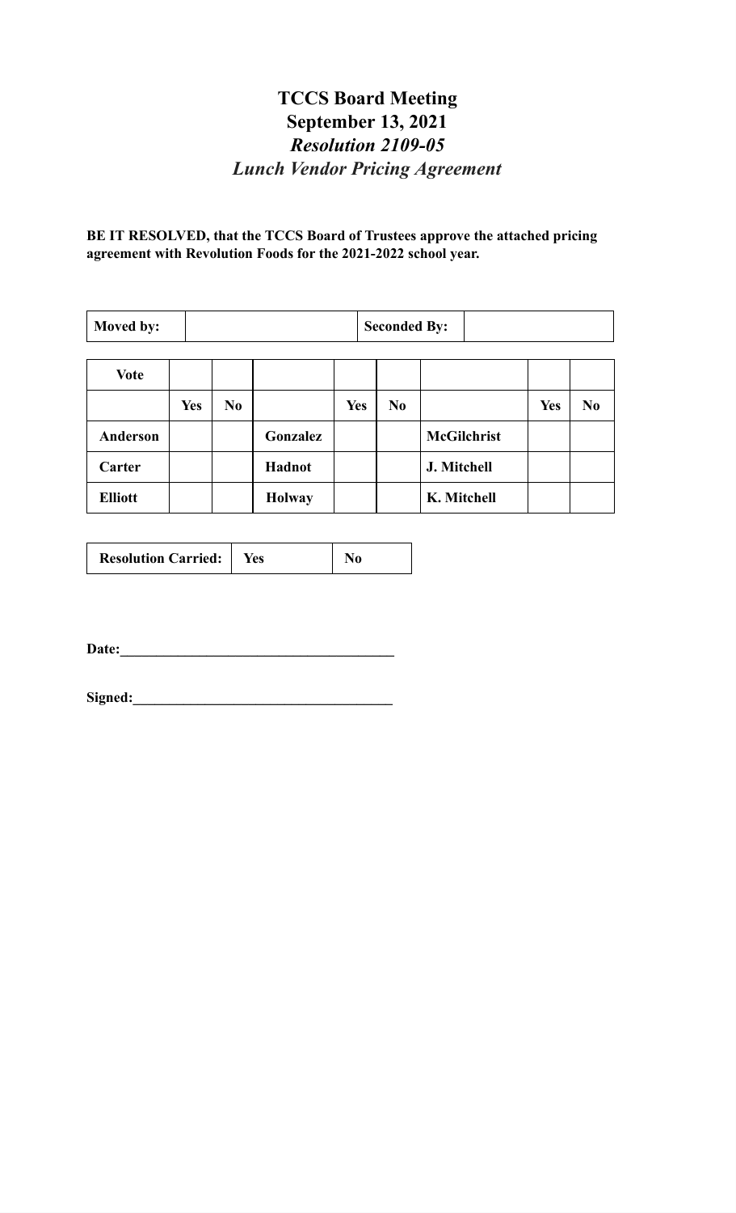# TCCS Board Meeting

# September 13, 2021

## *Resolution 2109-05*

## *Lunch Vendor Pricing Agreement*

**BE IT RESOLVED, that the TCCS Board of Trustees approve the attached pricing agreement with Revolution Foods for the 2021-2022 school year.**

| **Moved by:** | | **Seconded By:** | |
|---|---|---|---|

| **Vote** | | | | | | | | |
|---|---|---|---|---|---|---|---|---|
| | **Yes** | **No** | | **Yes** | **No** | | **Yes** | **No** |
| **Anderson** | | | **Gonzalez** | | | **McGilchrist** | | |
| **Carter** | | | **Hadnot** | | | **J. Mitchell** | | |
| **Elliott** | | | **Holway** | | | **K. Mitchell** | | |

| **Resolution Carried:** | **Yes** | **No** |
|---|---|---|

**Date:**______________________________________

**Signed:**____________________________________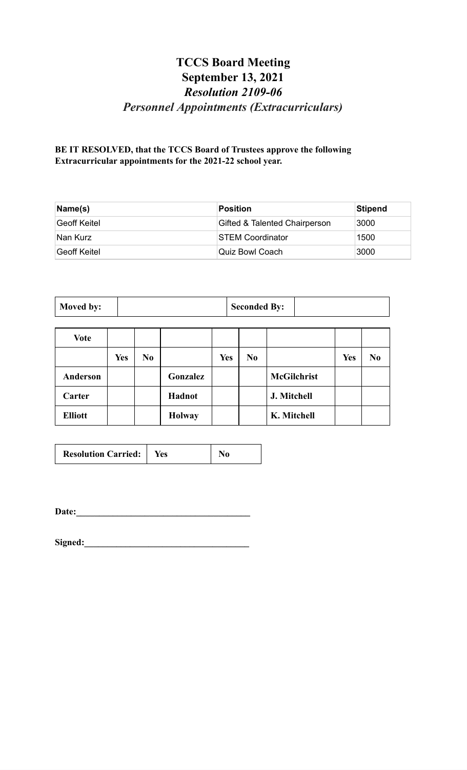# TCCS Board Meeting
# September 13, 2021
## *Resolution 2109-06*
## *Personnel Appointments (Extracurriculars)*

**BE IT RESOLVED, that the TCCS Board of Trustees approve the following Extracurricular appointments for the 2021-22 school year.**

| Name(s) | Position | Stipend |
|---|---|---|
| Geoff Keitel | Gifted & Talented Chairperson | 3000 |
| Nan Kurz | STEM Coordinator | 1500 |
| Geoff Keitel | Quiz Bowl Coach | 3000 |

| **Moved by:** | | **Seconded By:** | |
|---|---|---|---|

| **Vote** | | | | | | | | |
|---|---|---|---|---|---|---|---|---|
| | **Yes** | **No** | | **Yes** | **No** | | **Yes** | **No** |
| **Anderson** | | | **Gonzalez** | | | **McGilchrist** | | |
| **Carter** | | | **Hadnot** | | | **J. Mitchell** | | |
| **Elliott** | | | **Holway** | | | **K. Mitchell** | | |

| **Resolution Carried:** | **Yes** | **No** |
|---|---|---|

**Date:**______________________________________

**Signed:**____________________________________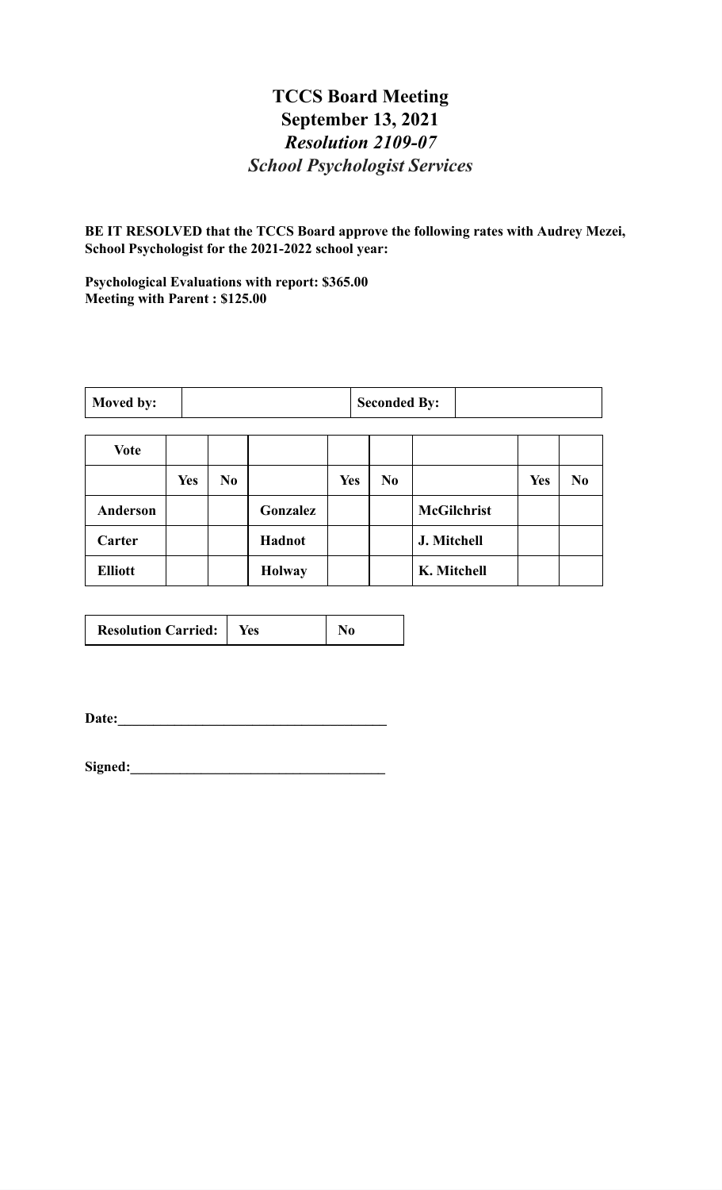# TCCS Board Meeting
# September 13, 2021
## *Resolution 2109-07*
## *School Psychologist Services*

**BE IT RESOLVED that the TCCS Board approve the following rates with Audrey Mezei, School Psychologist for the 2021-2022 school year:**

**Psychological Evaluations with report: $365.00**
**Meeting with Parent : $125.00**

| **Moved by:** | | **Seconded By:** | |
|---|---|---|---|

| **Vote** | | | | | | | | |
|---|---|---|---|---|---|---|---|---|
| | **Yes** | **No** | | **Yes** | **No** | | **Yes** | **No** |
| **Anderson** | | | **Gonzalez** | | | **McGilchrist** | | |
| **Carter** | | | **Hadnot** | | | **J. Mitchell** | | |
| **Elliott** | | | **Holway** | | | **K. Mitchell** | | |

| **Resolution Carried:** | **Yes** | **No** |
|---|---|---|

**Date:**_____________________________________

**Signed:**___________________________________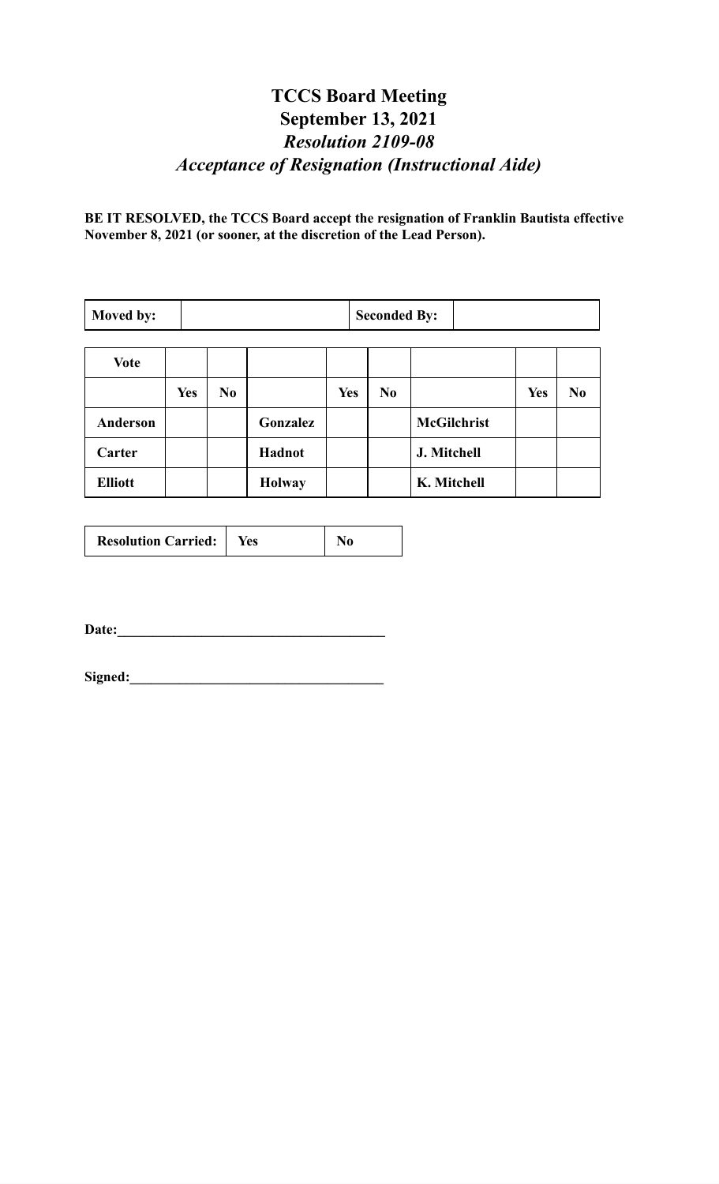# TCCS Board Meeting

# September 13, 2021

## *Resolution 2109-08*

## *Acceptance of Resignation (Instructional Aide)*

**BE IT RESOLVED, the TCCS Board accept the resignation of Franklin Bautista effective November 8, 2021 (or sooner, at the discretion of the Lead Person).**

| **Moved by:** | | **Seconded By:** | |
|---|---|---|---|

| **Vote** | | | | | | | | |
|---|---|---|---|---|---|---|---|---|
| | **Yes** | **No** | | **Yes** | **No** | | **Yes** | **No** |
| **Anderson** | | | **Gonzalez** | | | **McGilchrist** | | |
| **Carter** | | | **Hadnot** | | | **J. Mitchell** | | |
| **Elliott** | | | **Holway** | | | **K. Mitchell** | | |

| **Resolution Carried:** | **Yes** | **No** |
|---|---|---|

**Date:**\_\_\_\_\_\_\_\_\_\_\_\_\_\_\_\_\_\_\_\_\_\_\_\_\_\_\_\_\_\_\_\_\_\_\_\_\_\_

**Signed:**\_\_\_\_\_\_\_\_\_\_\_\_\_\_\_\_\_\_\_\_\_\_\_\_\_\_\_\_\_\_\_\_\_\_\_\_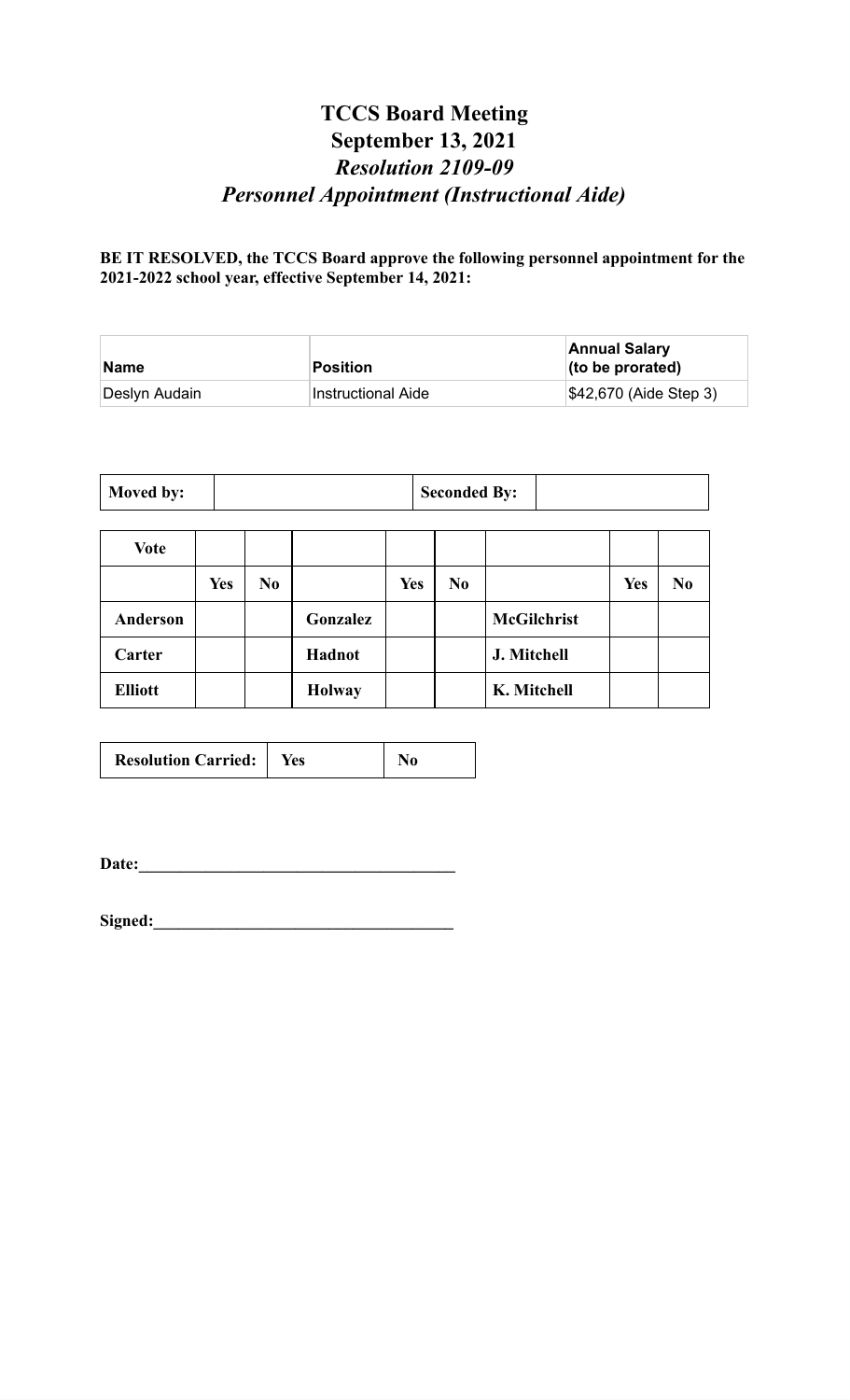# TCCS Board Meeting
# September 13, 2021
## *Resolution 2109-09*
## *Personnel Appointment (Instructional Aide)*

**BE IT RESOLVED, the TCCS Board approve the following personnel appointment for the 2021-2022 school year, effective September 14, 2021:**

| Name | Position | Annual Salary (to be prorated) |
|---|---|---|
| Deslyn Audain | Instructional Aide | $42,670 (Aide Step 3) |

| Moved by: | | Seconded By: | |
|---|---|---|---|

| Vote | | | | | | | | |
|---|---|---|---|---|---|---|---|---|
| | Yes | No | | Yes | No | | Yes | No |
| Anderson | | | Gonzalez | | | McGilchrist | | |
| Carter | | | Hadnot | | | J. Mitchell | | |
| Elliott | | | Holway | | | K. Mitchell | | |

| Resolution Carried: | Yes | No |
|---|---|---|

**Date:**______________________________________

**Signed:**____________________________________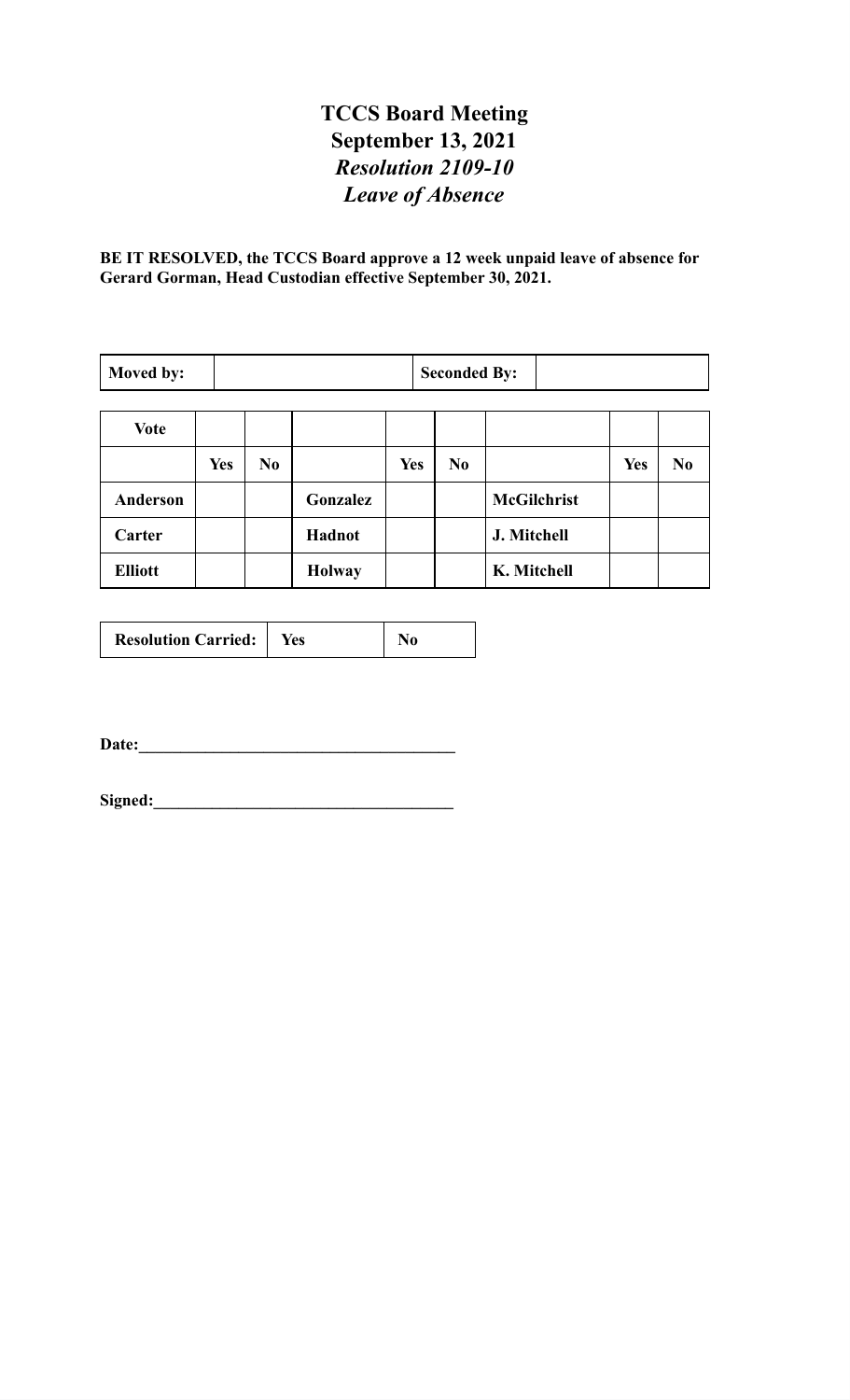# TCCS Board Meeting
# September 13, 2021
## *Resolution 2109-10*
## *Leave of Absence*

**BE IT RESOLVED, the TCCS Board approve a 12 week unpaid leave of absence for Gerard Gorman, Head Custodian effective September 30, 2021.**

| **Moved by:** | | **Seconded By:** | |
|---|---|---|---|

| **Vote** | | | | | | | | |
|---|---|---|---|---|---|---|---|---|
| | **Yes** | **No** | | **Yes** | **No** | | **Yes** | **No** |
| **Anderson** | | | **Gonzalez** | | | **McGilchrist** | | |
| **Carter** | | | **Hadnot** | | | **J. Mitchell** | | |
| **Elliott** | | | **Holway** | | | **K. Mitchell** | | |

| **Resolution Carried:** | **Yes** | **No** |
|---|---|---|

**Date:**_____________________________________

**Signed:**___________________________________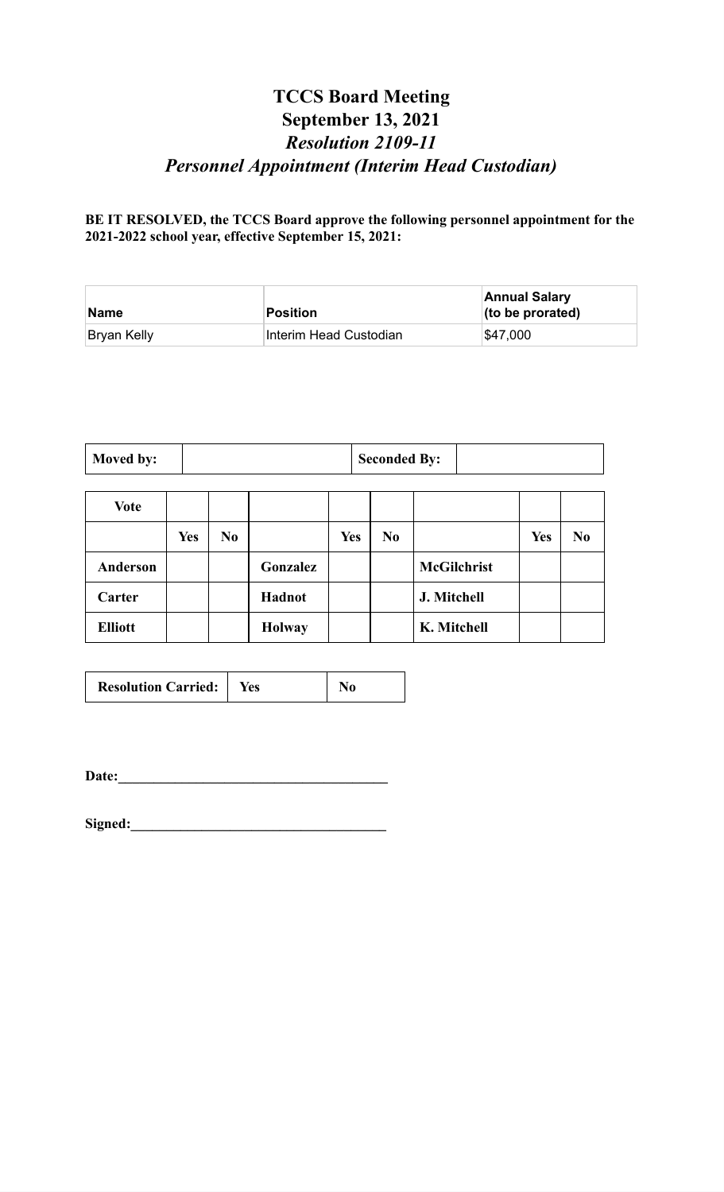# TCCS Board Meeting
# September 13, 2021
## *Resolution 2109-11*
## *Personnel Appointment (Interim Head Custodian)*

**BE IT RESOLVED, the TCCS Board approve the following personnel appointment for the 2021-2022 school year, effective September 15, 2021:**

| Name | Position | Annual Salary (to be prorated) |
| --- | --- | --- |
| Bryan Kelly | Interim Head Custodian | $47,000 |

| Moved by: | | Seconded By: | |
| --- | --- | --- | --- |

| Vote | | | | | | | | |
| --- | --- | --- | --- | --- | --- | --- | --- | --- |
| | Yes | No | | Yes | No | | Yes | No |
| **Anderson** | | | **Gonzalez** | | | **McGilchrist** | | |
| **Carter** | | | **Hadnot** | | | **J. Mitchell** | | |
| **Elliott** | | | **Holway** | | | **K. Mitchell** | | |

| Resolution Carried: | Yes | No |
| --- | --- | --- |

**Date:**_____________________________________

**Signed:**___________________________________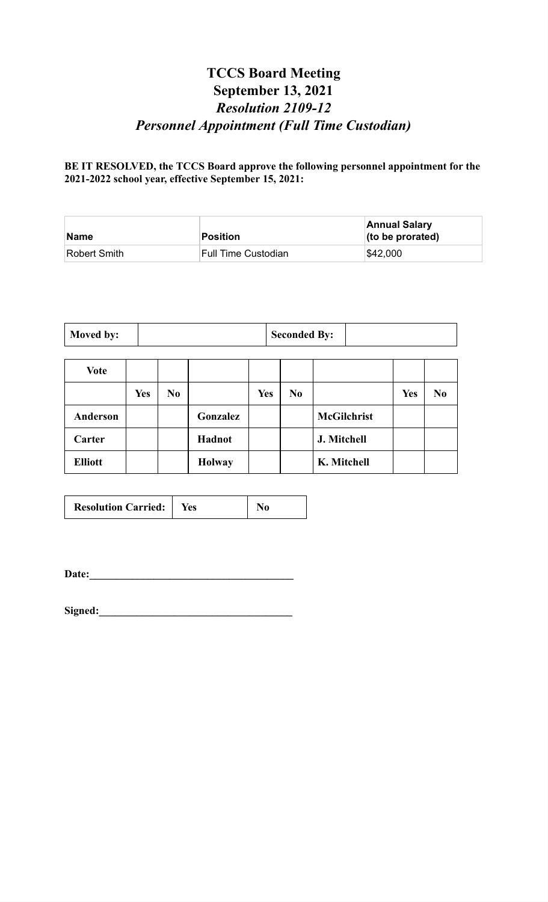# TCCS Board Meeting
# September 13, 2021
# *Resolution 2109-12*
# *Personnel Appointment (Full Time Custodian)*

**BE IT RESOLVED, the TCCS Board approve the following personnel appointment for the 2021-2022 school year, effective September 15, 2021:**

| Name | Position | Annual Salary (to be prorated) |
|---|---|---|
| Robert Smith | Full Time Custodian | $42,000 |

| **Moved by:** | | **Seconded By:** | |
|---|---|---|---|

| **Vote** | | | | | | | | |
|---|---|---|---|---|---|---|---|---|
| | **Yes** | **No** | | **Yes** | **No** | | **Yes** | **No** |
| **Anderson** | | | **Gonzalez** | | | **McGilchrist** | | |
| **Carter** | | | **Hadnot** | | | **J. Mitchell** | | |
| **Elliott** | | | **Holway** | | | **K. Mitchell** | | |

| **Resolution Carried:** | **Yes** | **No** |
|---|---|---|

**Date:**\_\_\_\_\_\_\_\_\_\_\_\_\_\_\_\_\_\_\_\_\_\_\_\_\_\_\_\_\_\_\_\_\_\_\_\_\_\_

**Signed:**\_\_\_\_\_\_\_\_\_\_\_\_\_\_\_\_\_\_\_\_\_\_\_\_\_\_\_\_\_\_\_\_\_\_\_\_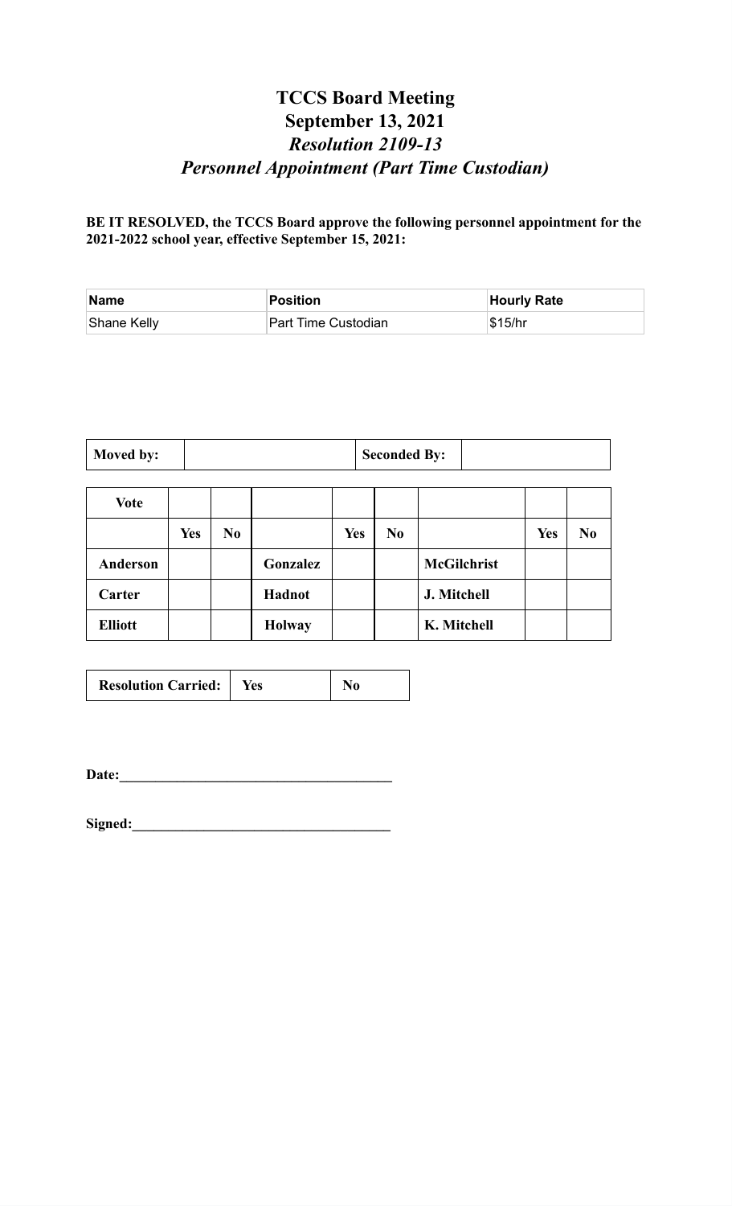# TCCS Board Meeting
# September 13, 2021
## *Resolution 2109-13*
## *Personnel Appointment (Part Time Custodian)*

**BE IT RESOLVED, the TCCS Board approve the following personnel appointment for the 2021-2022 school year, effective September 15, 2021:**

| Name | Position | Hourly Rate |
|---|---|---|
| Shane Kelly | Part Time Custodian | $15/hr |

| Moved by: | | Seconded By: | |
|---|---|---|---|

| Vote | | | | | | | | |
|---|---|---|---|---|---|---|---|---|
| | **Yes** | **No** | | **Yes** | **No** | | **Yes** | **No** |
| **Anderson** | | | **Gonzalez** | | | **McGilchrist** | | |
| **Carter** | | | **Hadnot** | | | **J. Mitchell** | | |
| **Elliott** | | | **Holway** | | | **K. Mitchell** | | |

| Resolution Carried: | Yes | No |
|---|---|---|

**Date:**_____________________________________

**Signed:**___________________________________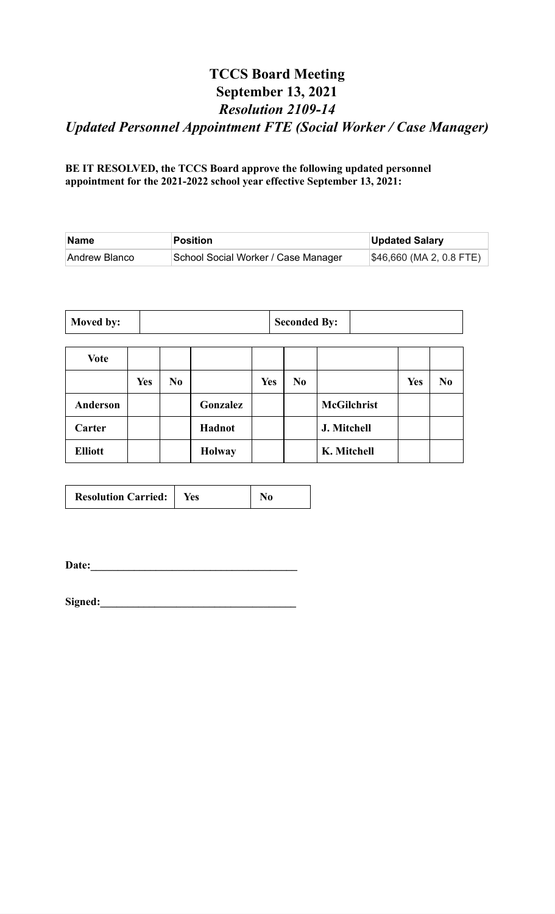# TCCS Board Meeting
# September 13, 2021
## *Resolution 2109-14*
## *Updated Personnel Appointment FTE (Social Worker / Case Manager)*

**BE IT RESOLVED, the TCCS Board approve the following updated personnel appointment for the 2021-2022 school year effective September 13, 2021:**

| Name | Position | Updated Salary |
|---|---|---|
| Andrew Blanco | School Social Worker / Case Manager | $46,660 (MA 2, 0.8 FTE) |

| Moved by: | | Seconded By: | |
|---|---|---|---|

| Vote | | | | | | | | |
|---|---|---|---|---|---|---|---|---|
| | Yes | No | | Yes | No | | Yes | No |
| **Anderson** | | | **Gonzalez** | | | **McGilchrist** | | |
| **Carter** | | | **Hadnot** | | | **J. Mitchell** | | |
| **Elliott** | | | **Holway** | | | **K. Mitchell** | | |

| Resolution Carried: | Yes | No |
|---|---|---|

**Date:**______________________________________

**Signed:**____________________________________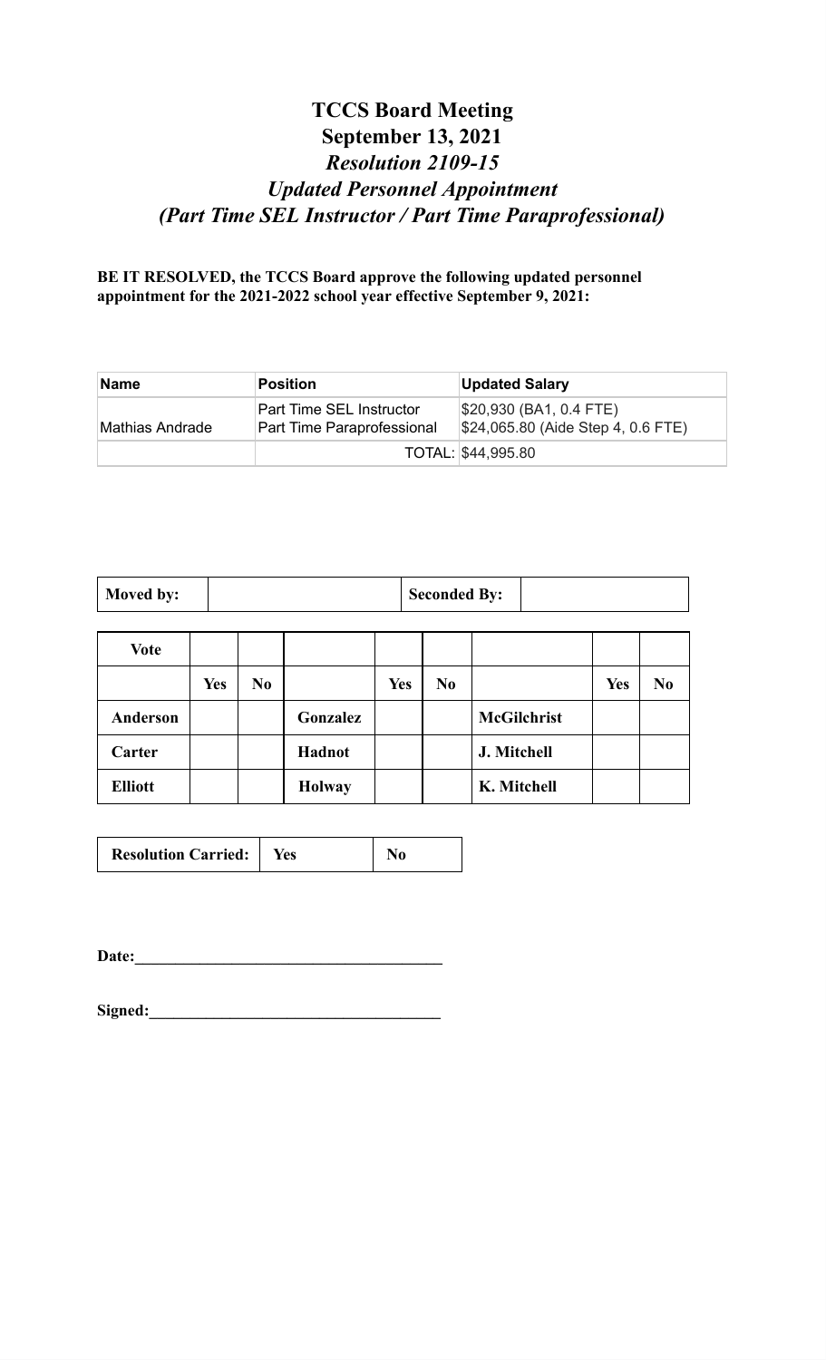# TCCS Board Meeting
# September 13, 2021
## *Resolution 2109-15*
## *Updated Personnel Appointment*
## *(Part Time SEL Instructor / Part Time Paraprofessional)*

**BE IT RESOLVED, the TCCS Board approve the following updated personnel appointment for the 2021-2022 school year effective September 9, 2021:**

| Name | Position | Updated Salary |
|---|---|---|
| Mathias Andrade | Part Time SEL Instructor<br>Part Time Paraprofessional | $20,930 (BA1, 0.4 FTE)<br>$24,065.80 (Aide Step 4, 0.6 FTE) |
| | TOTAL: | $44,995.80 |

| Moved by: | | Seconded By: | |
|---|---|---|---|

| Vote | | | | | | | | |
|---|---|---|---|---|---|---|---|---|
| | Yes | No | | Yes | No | | Yes | No |
| Anderson | | | Gonzalez | | | McGilchrist | | |
| Carter | | | Hadnot | | | J. Mitchell | | |
| Elliott | | | Holway | | | K. Mitchell | | |

| Resolution Carried: | Yes | No |
|---|---|---|

**Date:**_____________________________________

**Signed:**___________________________________